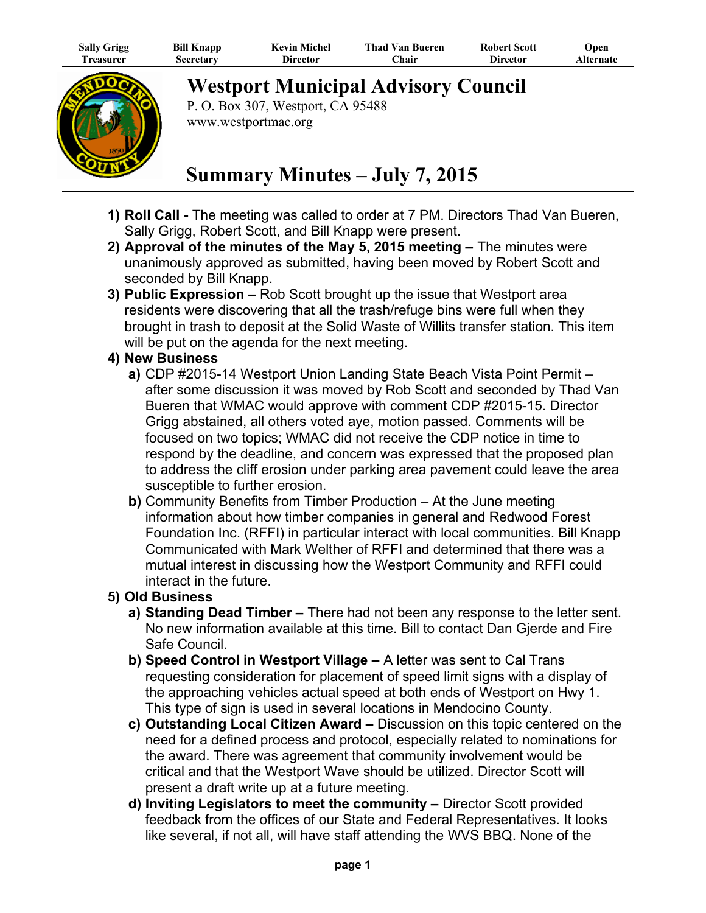| Sally Grigg | Bill Knapp | Kevin Michel | Thad Van Bueren | Robert Scott | Open |
|---|---|---|---|---|---|
| Treasurer | Secretary | Director | Chair | Director | Alternate |

# Westport Municipal Advisory Council

P. O. Box 307, Westport, CA 95488
www.westportmac.org

# Summary Minutes – July 7, 2015

1) **Roll Call -** The meeting was called to order at 7 PM. Directors Thad Van Bueren, Sally Grigg, Robert Scott, and Bill Knapp were present.
2) **Approval of the minutes of the May 5, 2015 meeting –** The minutes were unanimously approved as submitted, having been moved by Robert Scott and seconded by Bill Knapp.
3) **Public Expression –** Rob Scott brought up the issue that Westport area residents were discovering that all the trash/refuge bins were full when they brought in trash to deposit at the Solid Waste of Willits transfer station. This item will be put on the agenda for the next meeting.
4) **New Business**
   a) CDP #2015-14 Westport Union Landing State Beach Vista Point Permit – after some discussion it was moved by Rob Scott and seconded by Thad Van Bueren that WMAC would approve with comment CDP #2015-15. Director Grigg abstained, all others voted aye, motion passed. Comments will be focused on two topics; WMAC did not receive the CDP notice in time to respond by the deadline, and concern was expressed that the proposed plan to address the cliff erosion under parking area pavement could leave the area susceptible to further erosion.
   b) Community Benefits from Timber Production – At the June meeting information about how timber companies in general and Redwood Forest Foundation Inc. (RFFI) in particular interact with local communities. Bill Knapp Communicated with Mark Welther of RFFI and determined that there was a mutual interest in discussing how the Westport Community and RFFI could interact in the future.
5) **Old Business**
   a) **Standing Dead Timber –** There had not been any response to the letter sent. No new information available at this time. Bill to contact Dan Gjerde and Fire Safe Council.
   b) **Speed Control in Westport Village –** A letter was sent to Cal Trans requesting consideration for placement of speed limit signs with a display of the approaching vehicles actual speed at both ends of Westport on Hwy 1. This type of sign is used in several locations in Mendocino County.
   c) **Outstanding Local Citizen Award –** Discussion on this topic centered on the need for a defined process and protocol, especially related to nominations for the award. There was agreement that community involvement would be critical and that the Westport Wave should be utilized. Director Scott will present a draft write up at a future meeting.
   d) **Inviting Legislators to meet the community –** Director Scott provided feedback from the offices of our State and Federal Representatives. It looks like several, if not all, will have staff attending the WVS BBQ. None of the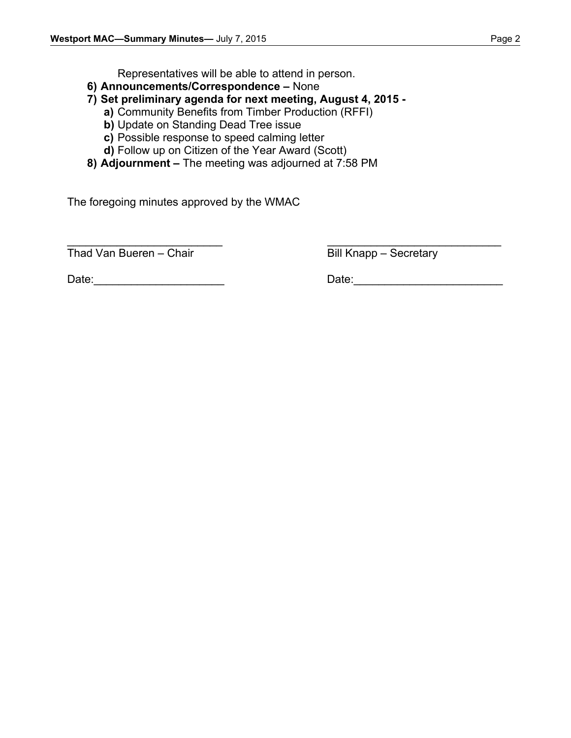Representatives will be able to attend in person.

6) **Announcements/Correspondence –** None
7) **Set preliminary agenda for next meeting, August 4, 2015 -**
   - **a)** Community Benefits from Timber Production (RFFI)
   - **b)** Update on Standing Dead Tree issue
   - **c)** Possible response to speed calming letter
   - **d)** Follow up on Citizen of the Year Award (Scott)
8) **Adjournment –** The meeting was adjourned at 7:58 PM

The foregoing minutes approved by the WMAC

| | |
|---|---|
| _________________________ | ____________________________ |
| Thad Van Bueren – Chair | Bill Knapp – Secretary |
| Date:_____________________ | Date:________________________ |